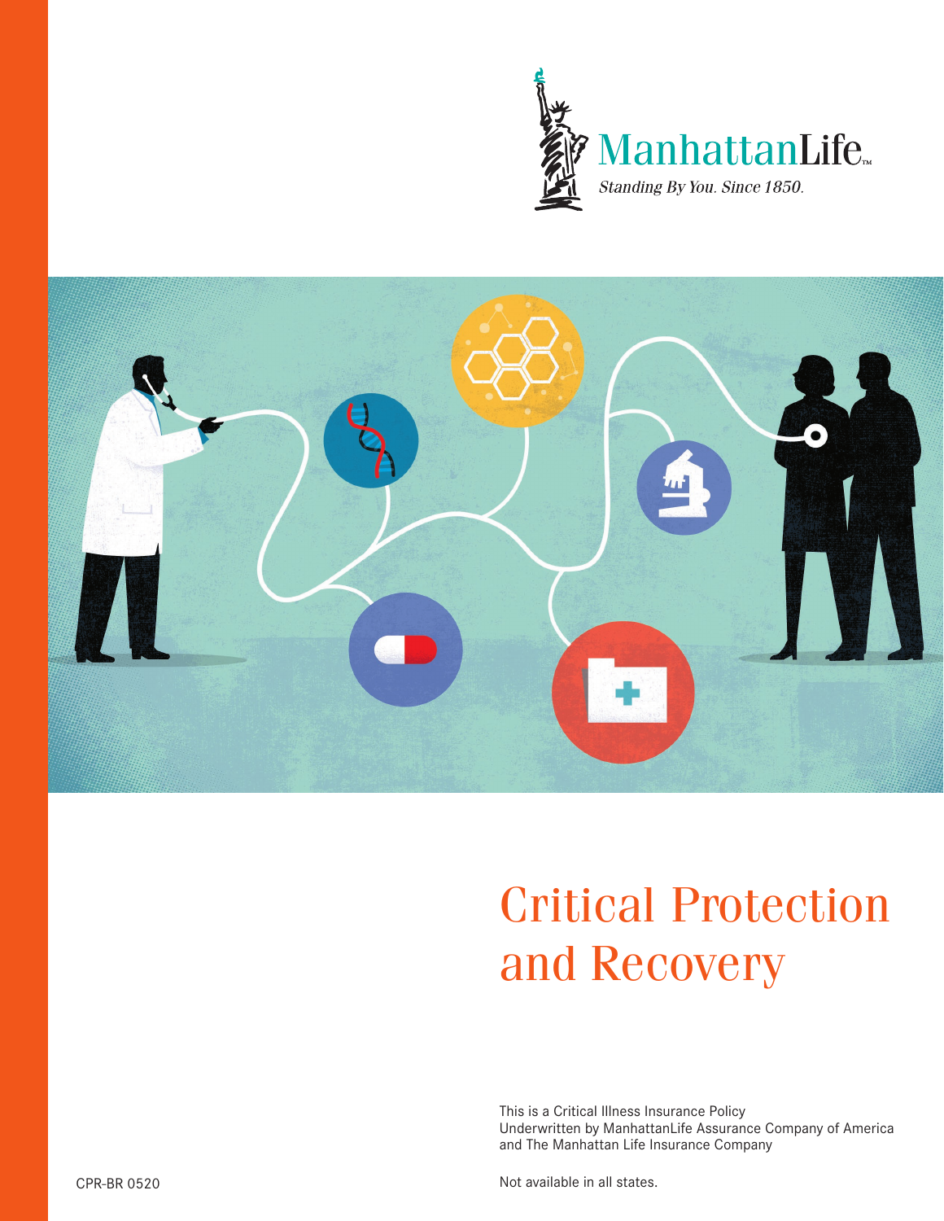ManhattanLife™

*Standing By You. Since 1850.*

# Critical Protection and Recovery

This is a Critical Illness Insurance Policy
Underwritten by ManhattanLife Assurance Company of America
and The Manhattan Life Insurance Company

CPR-BR 0520

Not available in all states.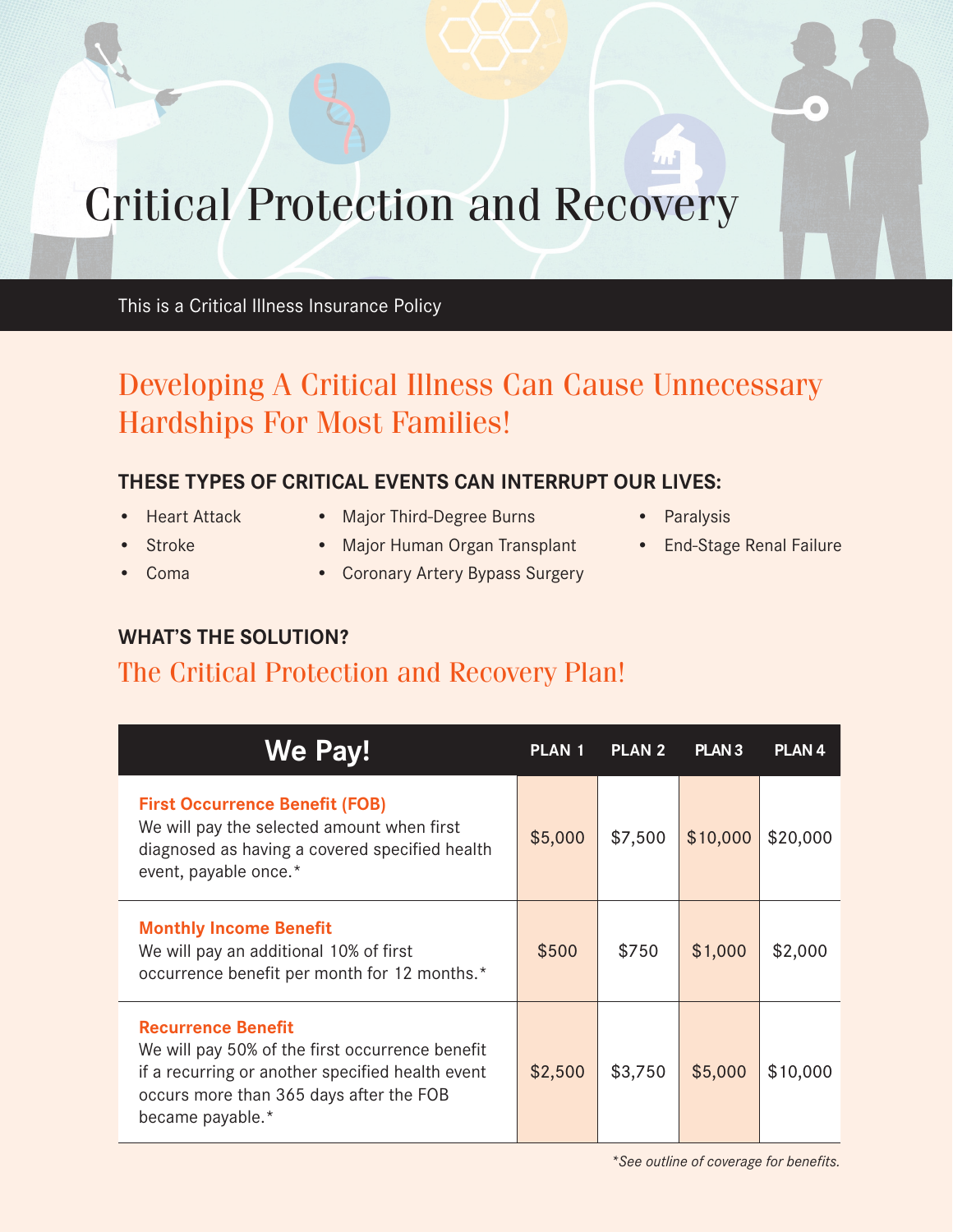# Critical Protection and Recovery

This is a Critical Illness Insurance Policy

## Developing A Critical Illness Can Cause Unnecessary Hardships For Most Families!

### THESE TYPES OF CRITICAL EVENTS CAN INTERRUPT OUR LIVES:

- Heart Attack
- Stroke
- Coma
- Major Third-Degree Burns
- Major Human Organ Transplant
- Coronary Artery Bypass Surgery
- Paralysis
- End-Stage Renal Failure

### WHAT'S THE SOLUTION?

## The Critical Protection and Recovery Plan!

| We Pay! | PLAN 1 | PLAN 2 | PLAN 3 | PLAN 4 |
|---|---|---|---|---|
| **First Occurrence Benefit (FOB)** We will pay the selected amount when first diagnosed as having a covered specified health event, payable once.* | $5,000 | $7,500 | $10,000 | $20,000 |
| **Monthly Income Benefit** We will pay an additional 10% of first occurrence benefit per month for 12 months.* | $500 | $750 | $1,000 | $2,000 |
| **Recurrence Benefit** We will pay 50% of the first occurrence benefit if a recurring or another specified health event occurs more than 365 days after the FOB became payable.* | $2,500 | $3,750 | $5,000 | $10,000 |

*\*See outline of coverage for benefits.*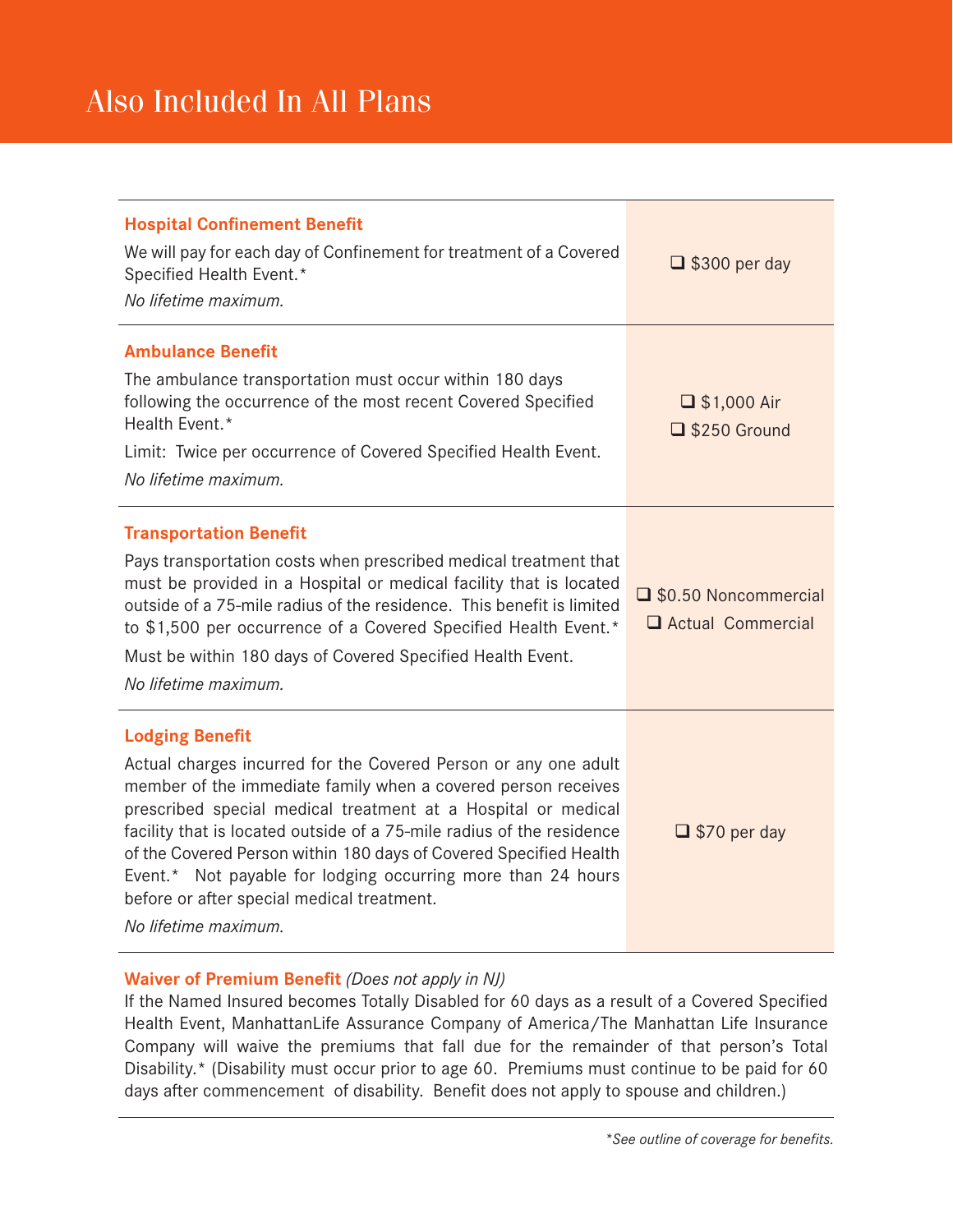# Also Included In All Plans

| Benefit | Amount |
| --- | --- |
| **Hospital Confinement Benefit**<br>We will pay for each day of Confinement for treatment of a Covered Specified Health Event.*<br>*No lifetime maximum.* | ❑ $300 per day |
| **Ambulance Benefit**<br>The ambulance transportation must occur within 180 days following the occurrence of the most recent Covered Specified Health Event.*<br>Limit: Twice per occurrence of Covered Specified Health Event.<br>*No lifetime maximum.* | ❑ $1,000 Air<br>❑ $250 Ground |
| **Transportation Benefit**<br>Pays transportation costs when prescribed medical treatment that must be provided in a Hospital or medical facility that is located outside of a 75-mile radius of the residence. This benefit is limited to $1,500 per occurrence of a Covered Specified Health Event.*<br>Must be within 180 days of Covered Specified Health Event.<br>*No lifetime maximum.* | ❑ $0.50 Noncommercial<br>❑ Actual Commercial |
| **Lodging Benefit**<br>Actual charges incurred for the Covered Person or any one adult member of the immediate family when a covered person receives prescribed special medical treatment at a Hospital or medical facility that is located outside of a 75-mile radius of the residence of the Covered Person within 180 days of Covered Specified Health Event.* Not payable for lodging occurring more than 24 hours before or after special medical treatment.<br>*No lifetime maximum.* | ❑ $70 per day |

**Waiver of Premium Benefit** *(Does not apply in NJ)*
If the Named Insured becomes Totally Disabled for 60 days as a result of a Covered Specified Health Event, ManhattanLife Assurance Company of America/The Manhattan Life Insurance Company will waive the premiums that fall due for the remainder of that person's Total Disability.* (Disability must occur prior to age 60. Premiums must continue to be paid for 60 days after commencement of disability. Benefit does not apply to spouse and children.)

*\*See outline of coverage for benefits.*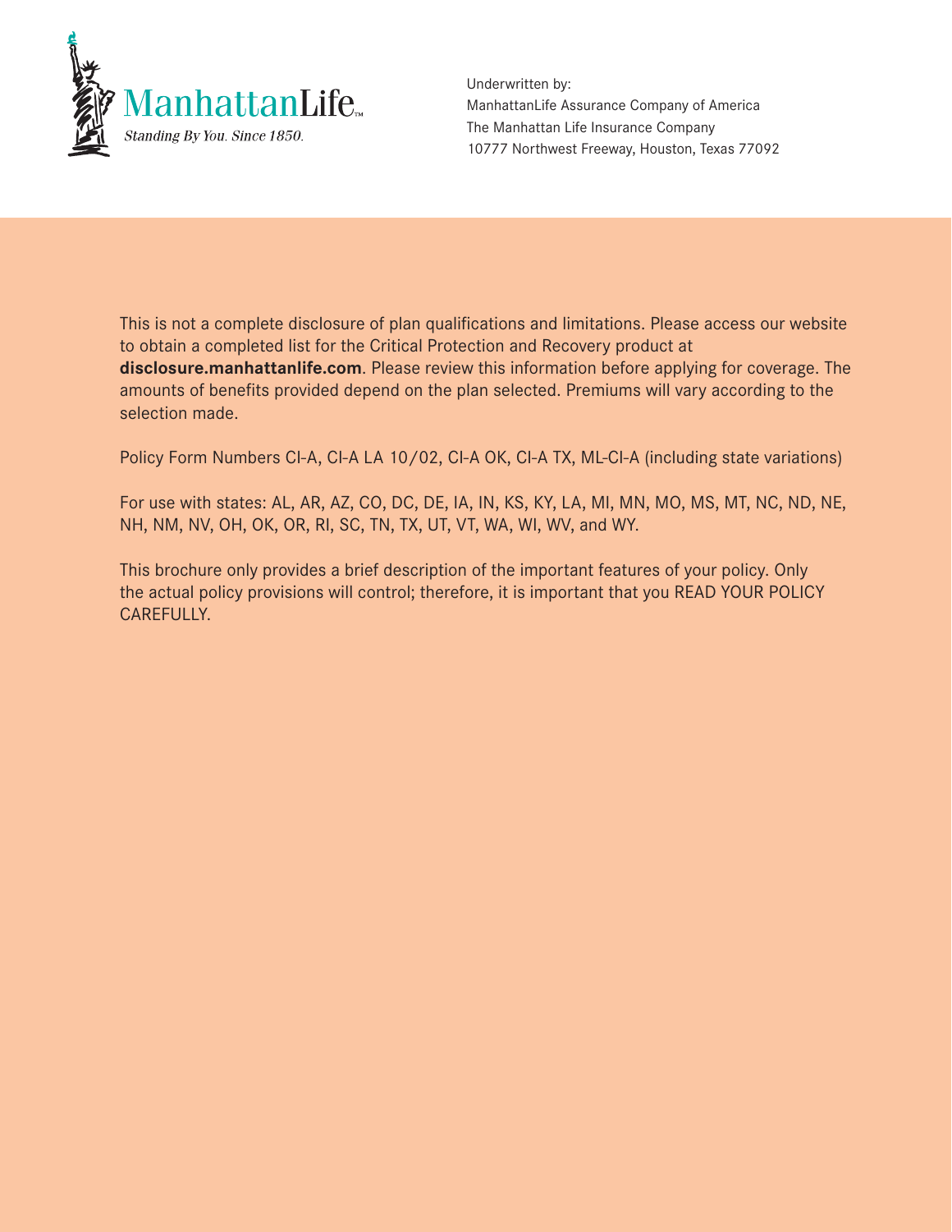ManhattanLife™

*Standing By You. Since 1850.*

Underwritten by:
ManhattanLife Assurance Company of America
The Manhattan Life Insurance Company
10777 Northwest Freeway, Houston, Texas 77092

This is not a complete disclosure of plan qualifications and limitations. Please access our website to obtain a completed list for the Critical Protection and Recovery product at **disclosure.manhattanlife.com**. Please review this information before applying for coverage. The amounts of benefits provided depend on the plan selected. Premiums will vary according to the selection made.

Policy Form Numbers CI-A, CI-A LA 10/02, CI-A OK, CI-A TX, ML-CI-A (including state variations)

For use with states: AL, AR, AZ, CO, DC, DE, IA, IN, KS, KY, LA, MI, MN, MO, MS, MT, NC, ND, NE, NH, NM, NV, OH, OK, OR, RI, SC, TN, TX, UT, VT, WA, WI, WV, and WY.

This brochure only provides a brief description of the important features of your policy. Only the actual policy provisions will control; therefore, it is important that you READ YOUR POLICY CAREFULLY.